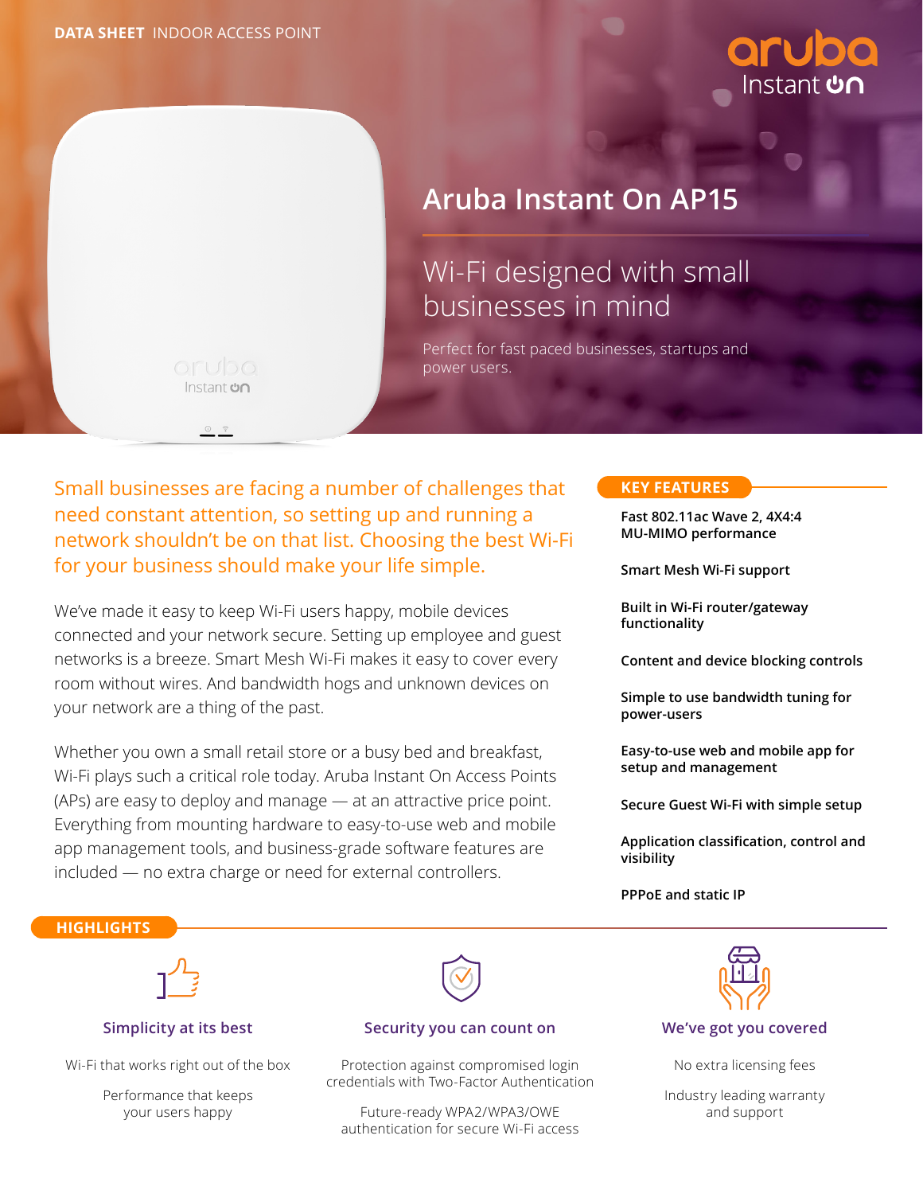DATA SHEET INDOOR ACCESS POINT

# Aruba Instant On AP15

## Wi-Fi designed with small businesses in mind

Perfect for fast paced businesses, startups and power users.

**Small businesses are facing a number of challenges that need constant attention, so setting up and running a network shouldn't be on that list. Choosing the best Wi-Fi for your business should make your life simple.**

We've made it easy to keep Wi-Fi users happy, mobile devices connected and your network secure. Setting up employee and guest networks is a breeze. Smart Mesh Wi-Fi makes it easy to cover every room without wires. And bandwidth hogs and unknown devices on your network are a thing of the past.

Whether you own a small retail store or a busy bed and breakfast, Wi-Fi plays such a critical role today. Aruba Instant On Access Points (APs) are easy to deploy and manage — at an attractive price point. Everything from mounting hardware to easy-to-use web and mobile app management tools, and business-grade software features are included — no extra charge or need for external controllers.

### KEY FEATURES

- **Fast 802.11ac Wave 2, 4X4:4 MU-MIMO performance**
- **Smart Mesh Wi-Fi support**
- **Built in Wi-Fi router/gateway functionality**
- **Content and device blocking controls**
- **Simple to use bandwidth tuning for power-users**
- **Easy-to-use web and mobile app for setup and management**
- **Secure Guest Wi-Fi with simple setup**
- **Application classification, control and visibility**
- **PPPoE and static IP**

## HIGHLIGHTS

### Simplicity at its best

Wi-Fi that works right out of the box

Performance that keeps your users happy

### Security you can count on

Protection against compromised login credentials with Two-Factor Authentication

Future-ready WPA2/WPA3/OWE authentication for secure Wi-Fi access

### We've got you covered

No extra licensing fees

Industry leading warranty and support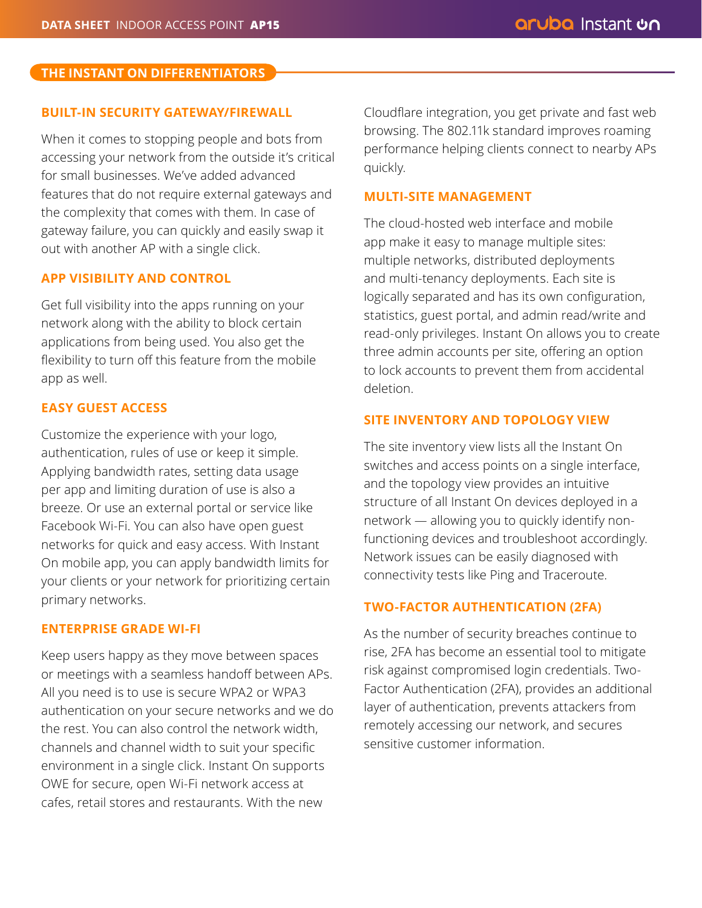## THE INSTANT ON DIFFERENTIATORS

### BUILT-IN SECURITY GATEWAY/FIREWALL

When it comes to stopping people and bots from accessing your network from the outside it's critical for small businesses. We've added advanced features that do not require external gateways and the complexity that comes with them. In case of gateway failure, you can quickly and easily swap it out with another AP with a single click.

### APP VISIBILITY AND CONTROL

Get full visibility into the apps running on your network along with the ability to block certain applications from being used. You also get the flexibility to turn off this feature from the mobile app as well.

### EASY GUEST ACCESS

Customize the experience with your logo, authentication, rules of use or keep it simple. Applying bandwidth rates, setting data usage per app and limiting duration of use is also a breeze. Or use an external portal or service like Facebook Wi-Fi. You can also have open guest networks for quick and easy access. With Instant On mobile app, you can apply bandwidth limits for your clients or your network for prioritizing certain primary networks.

### ENTERPRISE GRADE WI-FI

Keep users happy as they move between spaces or meetings with a seamless handoff between APs. All you need is to use is secure WPA2 or WPA3 authentication on your secure networks and we do the rest. You can also control the network width, channels and channel width to suit your specific environment in a single click. Instant On supports OWE for secure, open Wi-Fi network access at cafes, retail stores and restaurants. With the new Cloudflare integration, you get private and fast web browsing. The 802.11k standard improves roaming performance helping clients connect to nearby APs quickly.

### MULTI-SITE MANAGEMENT

The cloud-hosted web interface and mobile app make it easy to manage multiple sites: multiple networks, distributed deployments and multi-tenancy deployments. Each site is logically separated and has its own configuration, statistics, guest portal, and admin read/write and read-only privileges. Instant On allows you to create three admin accounts per site, offering an option to lock accounts to prevent them from accidental deletion.

### SITE INVENTORY AND TOPOLOGY VIEW

The site inventory view lists all the Instant On switches and access points on a single interface, and the topology view provides an intuitive structure of all Instant On devices deployed in a network — allowing you to quickly identify non-functioning devices and troubleshoot accordingly. Network issues can be easily diagnosed with connectivity tests like Ping and Traceroute.

### TWO-FACTOR AUTHENTICATION (2FA)

As the number of security breaches continue to rise, 2FA has become an essential tool to mitigate risk against compromised login credentials. Two-Factor Authentication (2FA), provides an additional layer of authentication, prevents attackers from remotely accessing our network, and secures sensitive customer information.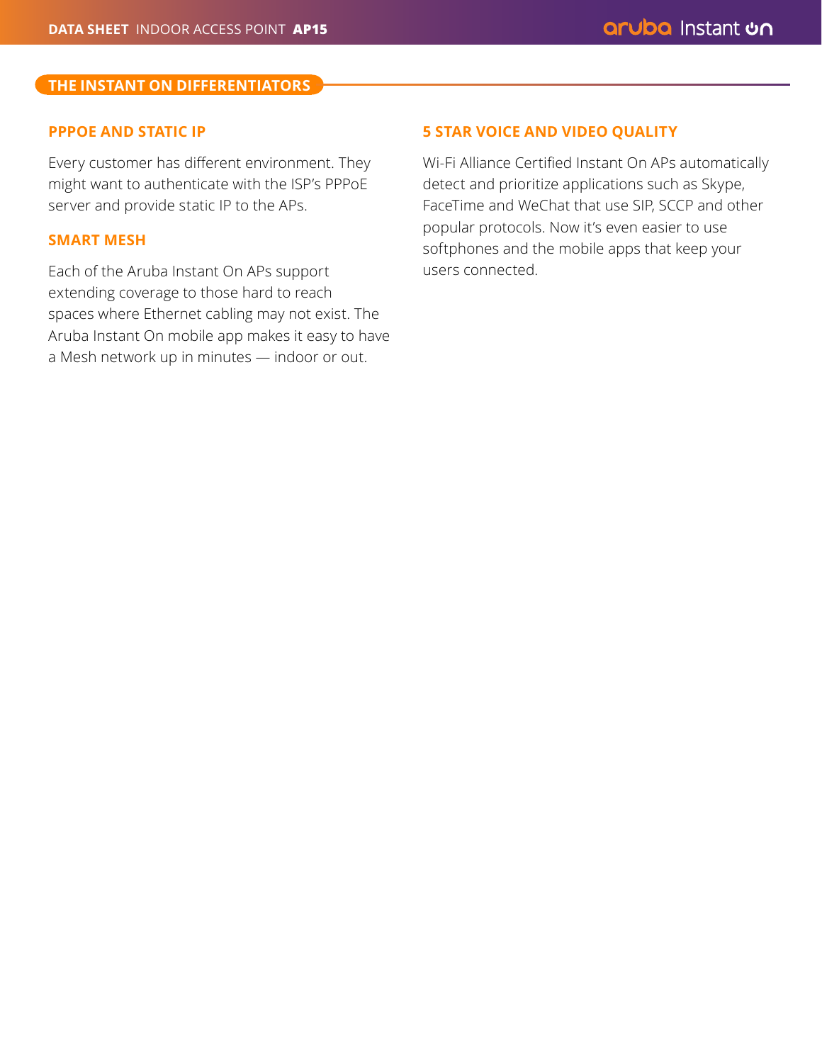## THE INSTANT ON DIFFERENTIATORS

### PPPOE AND STATIC IP

Every customer has different environment. They might want to authenticate with the ISP's PPPoE server and provide static IP to the APs.

### SMART MESH

Each of the Aruba Instant On APs support extending coverage to those hard to reach spaces where Ethernet cabling may not exist. The Aruba Instant On mobile app makes it easy to have a Mesh network up in minutes — indoor or out.

### 5 STAR VOICE AND VIDEO QUALITY

Wi-Fi Alliance Certified Instant On APs automatically detect and prioritize applications such as Skype, FaceTime and WeChat that use SIP, SCCP and other popular protocols. Now it's even easier to use softphones and the mobile apps that keep your users connected.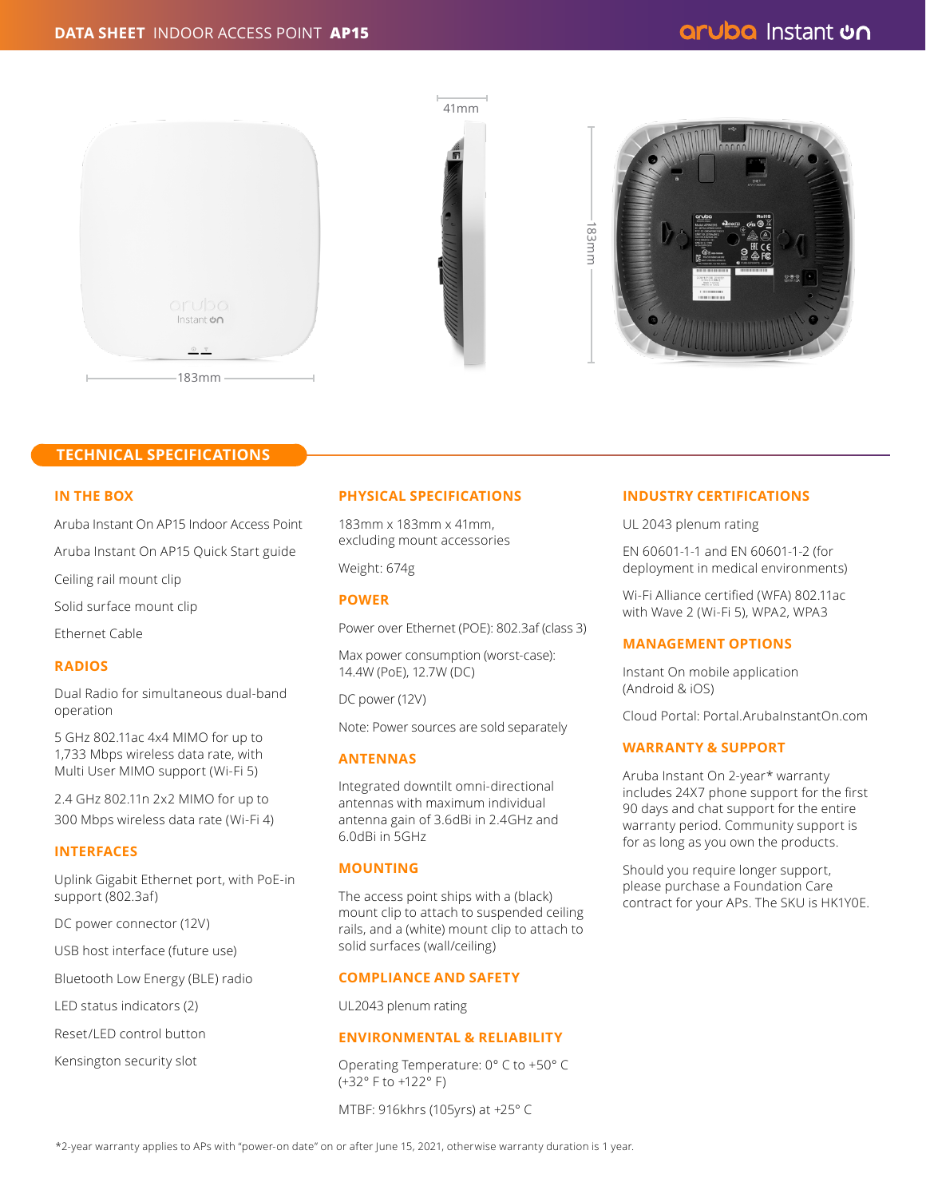# DATA SHEET INDOOR ACCESS POINT AP15

## TECHNICAL SPECIFICATIONS

### IN THE BOX

Aruba Instant On AP15 Indoor Access Point

Aruba Instant On AP15 Quick Start guide

Ceiling rail mount clip

Solid surface mount clip

Ethernet Cable

### RADIOS

Dual Radio for simultaneous dual-band operation

5 GHz 802.11ac 4x4 MIMO for up to 1,733 Mbps wireless data rate, with Multi User MIMO support (Wi-Fi 5)

2.4 GHz 802.11n 2x2 MIMO for up to 300 Mbps wireless data rate (Wi-Fi 4)

### INTERFACES

Uplink Gigabit Ethernet port, with PoE-in support (802.3af)

DC power connector (12V)

USB host interface (future use)

Bluetooth Low Energy (BLE) radio

LED status indicators (2)

Reset/LED control button

Kensington security slot

### PHYSICAL SPECIFICATIONS

183mm x 183mm x 41mm, excluding mount accessories

Weight: 674g

### POWER

Power over Ethernet (POE): 802.3af (class 3)

Max power consumption (worst-case): 14.4W (PoE), 12.7W (DC)

DC power (12V)

Note: Power sources are sold separately

### ANTENNAS

Integrated downtilt omni-directional antennas with maximum individual antenna gain of 3.6dBi in 2.4GHz and 6.0dBi in 5GHz

### MOUNTING

The access point ships with a (black) mount clip to attach to suspended ceiling rails, and a (white) mount clip to attach to solid surfaces (wall/ceiling)

### COMPLIANCE AND SAFETY

UL2043 plenum rating

### ENVIRONMENTAL & RELIABILITY

Operating Temperature: 0° C to +50° C (+32° F to +122° F)

MTBF: 916khrs (105yrs) at +25° C

### INDUSTRY CERTIFICATIONS

UL 2043 plenum rating

EN 60601-1-1 and EN 60601-1-2 (for deployment in medical environments)

Wi-Fi Alliance certified (WFA) 802.11ac with Wave 2 (Wi-Fi 5), WPA2, WPA3

### MANAGEMENT OPTIONS

Instant On mobile application (Android & iOS)

Cloud Portal: Portal.ArubaInstantOn.com

### WARRANTY & SUPPORT

Aruba Instant On 2-year* warranty includes 24X7 phone support for the first 90 days and chat support for the entire warranty period. Community support is for as long as you own the products.

Should you require longer support, please purchase a Foundation Care contract for your APs. The SKU is HK1Y0E.

*2-year warranty applies to APs with "power-on date" on or after June 15, 2021, otherwise warranty duration is 1 year.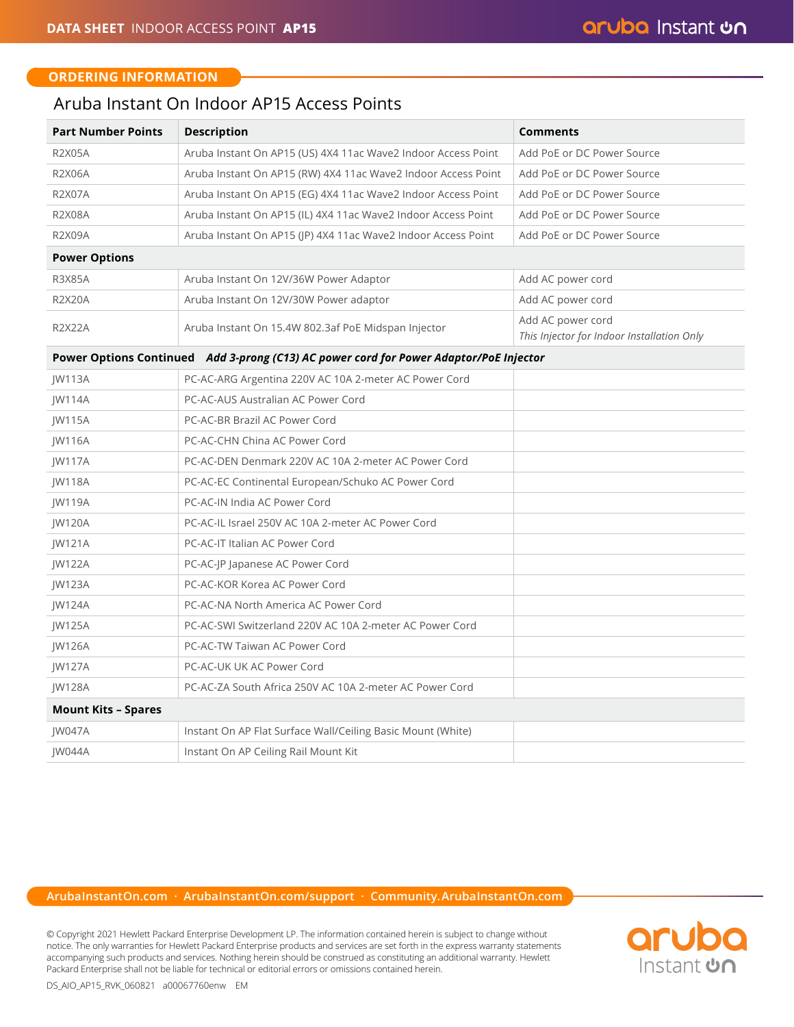## ORDERING INFORMATION

### Aruba Instant On Indoor AP15 Access Points

| Part Number Points | Description | Comments |
|---|---|---|
| R2X05A | Aruba Instant On AP15 (US) 4X4 11ac Wave2 Indoor Access Point | Add PoE or DC Power Source |
| R2X06A | Aruba Instant On AP15 (RW) 4X4 11ac Wave2 Indoor Access Point | Add PoE or DC Power Source |
| R2X07A | Aruba Instant On AP15 (EG) 4X4 11ac Wave2 Indoor Access Point | Add PoE or DC Power Source |
| R2X08A | Aruba Instant On AP15 (IL) 4X4 11ac Wave2 Indoor Access Point | Add PoE or DC Power Source |
| R2X09A | Aruba Instant On AP15 (JP) 4X4 11ac Wave2 Indoor Access Point | Add PoE or DC Power Source |
| **Power Options** | | |
| R3X85A | Aruba Instant On 12V/36W Power Adaptor | Add AC power cord |
| R2X20A | Aruba Instant On 12V/30W Power adaptor | Add AC power cord |
| R2X22A | Aruba Instant On 15.4W 802.3af PoE Midspan Injector | Add AC power cord *This Injector for Indoor Installation Only* |
| **Power Options Continued** | ***Add 3-prong (C13) AC power cord for Power Adaptor/PoE Injector*** | |
| JW113A | PC-AC-ARG Argentina 220V AC 10A 2-meter AC Power Cord | |
| JW114A | PC-AC-AUS Australian AC Power Cord | |
| JW115A | PC-AC-BR Brazil AC Power Cord | |
| JW116A | PC-AC-CHN China AC Power Cord | |
| JW117A | PC-AC-DEN Denmark 220V AC 10A 2-meter AC Power Cord | |
| JW118A | PC-AC-EC Continental European/Schuko AC Power Cord | |
| JW119A | PC-AC-IN India AC Power Cord | |
| JW120A | PC-AC-IL Israel 250V AC 10A 2-meter AC Power Cord | |
| JW121A | PC-AC-IT Italian AC Power Cord | |
| JW122A | PC-AC-JP Japanese AC Power Cord | |
| JW123A | PC-AC-KOR Korea AC Power Cord | |
| JW124A | PC-AC-NA North America AC Power Cord | |
| JW125A | PC-AC-SWI Switzerland 220V AC 10A 2-meter AC Power Cord | |
| JW126A | PC-AC-TW Taiwan AC Power Cord | |
| JW127A | PC-AC-UK UK AC Power Cord | |
| JW128A | PC-AC-ZA South Africa 250V AC 10A 2-meter AC Power Cord | |
| **Mount Kits – Spares** | | |
| JW047A | Instant On AP Flat Surface Wall/Ceiling Basic Mount (White) | |
| JW044A | Instant On AP Ceiling Rail Mount Kit | |

**ArubaInstantOn.com · ArubaInstantOn.com/support · Community.ArubaInstantOn.com**

© Copyright 2021 Hewlett Packard Enterprise Development LP. The information contained herein is subject to change without notice. The only warranties for Hewlett Packard Enterprise products and services are set forth in the express warranty statements accompanying such products and services. Nothing herein should be construed as constituting an additional warranty. Hewlett Packard Enterprise shall not be liable for technical or editorial errors or omissions contained herein.

DS_AIO_AP15_RVK_060821 a00067760enw EM